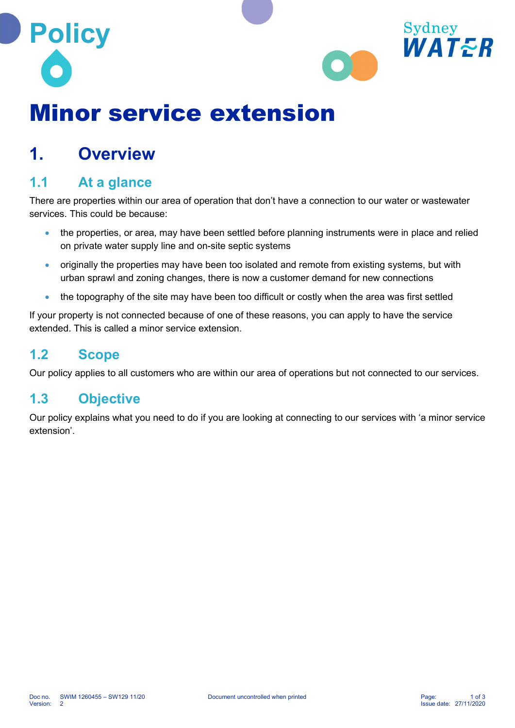Policy

# Minor service extension

## 1. Overview

### 1.1 At a glance

There are properties within our area of operation that don't have a connection to our water or wastewater services. This could be because:

- the properties, or area, may have been settled before planning instruments were in place and relied on private water supply line and on-site septic systems
- originally the properties may have been too isolated and remote from existing systems, but with urban sprawl and zoning changes, there is now a customer demand for new connections
- the topography of the site may have been too difficult or costly when the area was first settled

If your property is not connected because of one of these reasons, you can apply to have the service extended. This is called a minor service extension.

### 1.2 Scope

Our policy applies to all customers who are within our area of operations but not connected to our services.

### 1.3 Objective

Our policy explains what you need to do if you are looking at connecting to our services with 'a minor service extension'.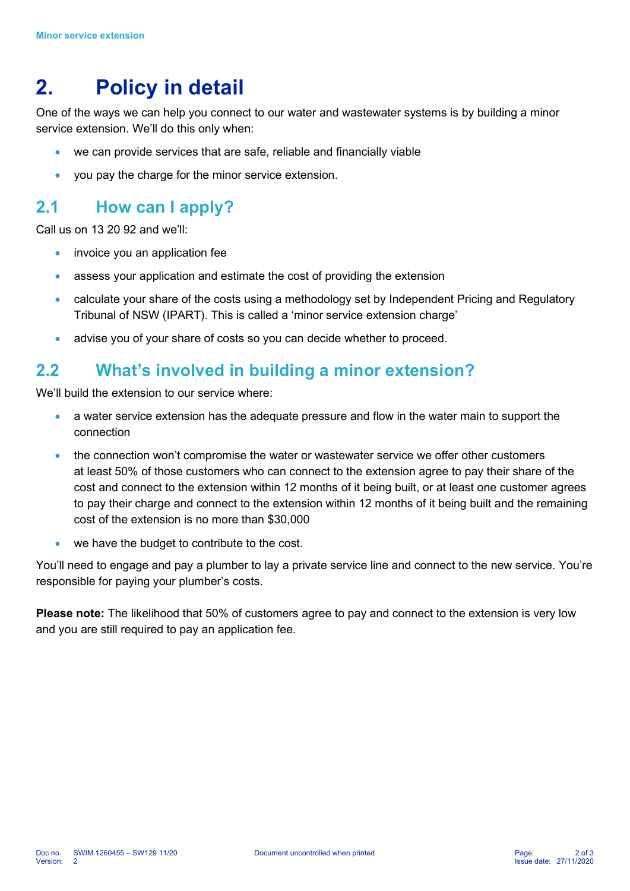# 2. Policy in detail

One of the ways we can help you connect to our water and wastewater systems is by building a minor service extension. We'll do this only when:

- we can provide services that are safe, reliable and financially viable
- you pay the charge for the minor service extension.

## 2.1 How can I apply?

Call us on 13 20 92 and we'll:

- invoice you an application fee
- assess your application and estimate the cost of providing the extension
- calculate your share of the costs using a methodology set by Independent Pricing and Regulatory Tribunal of NSW (IPART). This is called a 'minor service extension charge'
- advise you of your share of costs so you can decide whether to proceed.

## 2.2 What's involved in building a minor extension?

We'll build the extension to our service where:

- a water service extension has the adequate pressure and flow in the water main to support the connection
- the connection won't compromise the water or wastewater service we offer other customers at least 50% of those customers who can connect to the extension agree to pay their share of the cost and connect to the extension within 12 months of it being built, or at least one customer agrees to pay their charge and connect to the extension within 12 months of it being built and the remaining cost of the extension is no more than $30,000
- we have the budget to contribute to the cost.

You'll need to engage and pay a plumber to lay a private service line and connect to the new service. You're responsible for paying your plumber's costs.

**Please note:** The likelihood that 50% of customers agree to pay and connect to the extension is very low and you are still required to pay an application fee.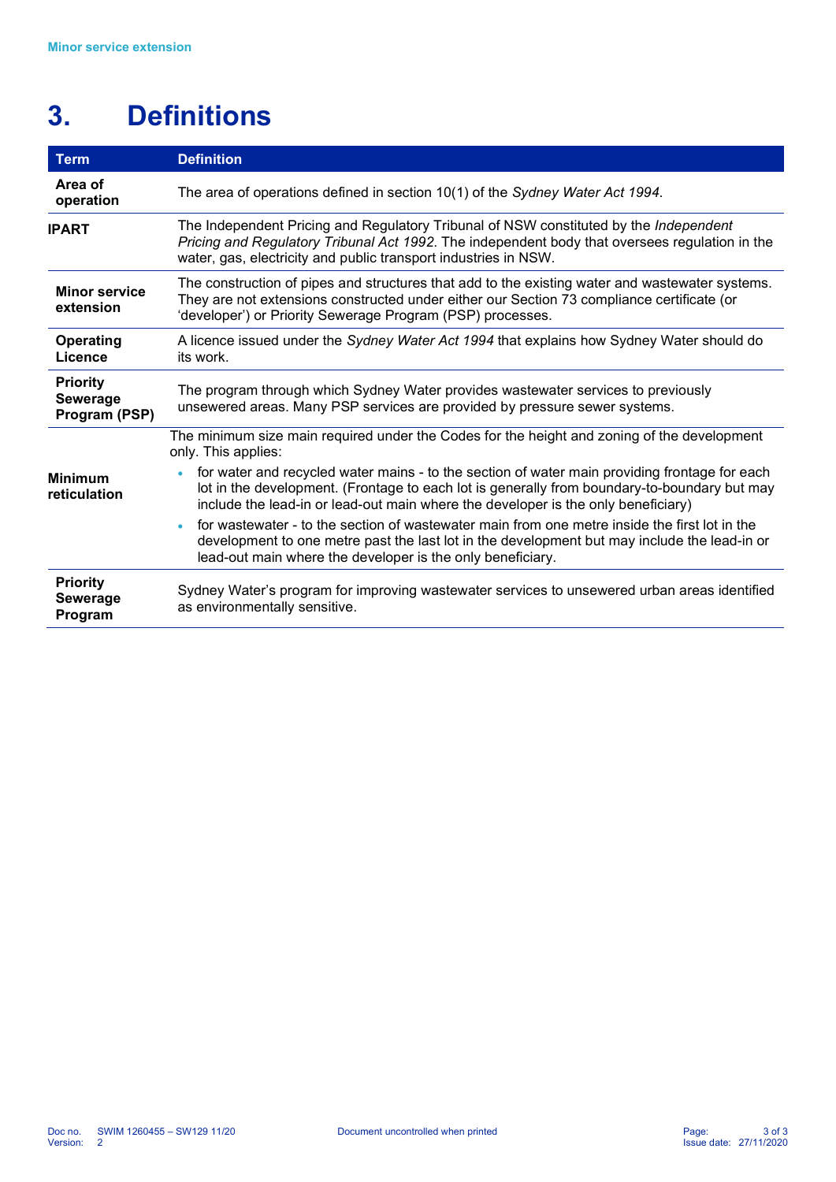# 3. Definitions

| Term | Definition |
|---|---|
| **Area of operation** | The area of operations defined in section 10(1) of the *Sydney Water Act 1994*. |
| **IPART** | The Independent Pricing and Regulatory Tribunal of NSW constituted by the *Independent Pricing and Regulatory Tribunal Act 1992*. The independent body that oversees regulation in the water, gas, electricity and public transport industries in NSW. |
| **Minor service extension** | The construction of pipes and structures that add to the existing water and wastewater systems. They are not extensions constructed under either our Section 73 compliance certificate (or 'developer') or Priority Sewerage Program (PSP) processes. |
| **Operating Licence** | A licence issued under the *Sydney Water Act 1994* that explains how Sydney Water should do its work. |
| **Priority Sewerage Program (PSP)** | The program through which Sydney Water provides wastewater services to previously unsewered areas. Many PSP services are provided by pressure sewer systems. |
| **Minimum reticulation** | The minimum size main required under the Codes for the height and zoning of the development only. This applies:<br>• for water and recycled water mains - to the section of water main providing frontage for each lot in the development. (Frontage to each lot is generally from boundary-to-boundary but may include the lead-in or lead-out main where the developer is the only beneficiary)<br>• for wastewater - to the section of wastewater main from one metre inside the first lot in the development to one metre past the last lot in the development but may include the lead-in or lead-out main where the developer is the only beneficiary. |
| **Priority Sewerage Program** | Sydney Water's program for improving wastewater services to unsewered urban areas identified as environmentally sensitive. |